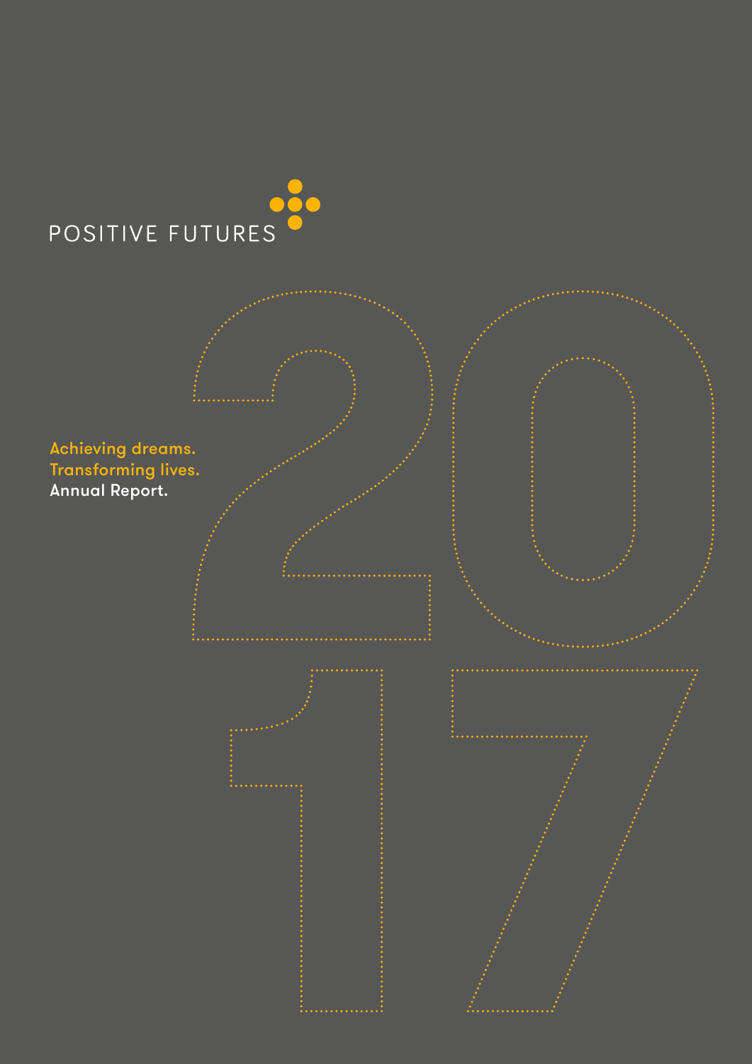POSITIVE FUTURES

# 2017

**Achieving dreams.**
**Transforming lives.**
**Annual Report.**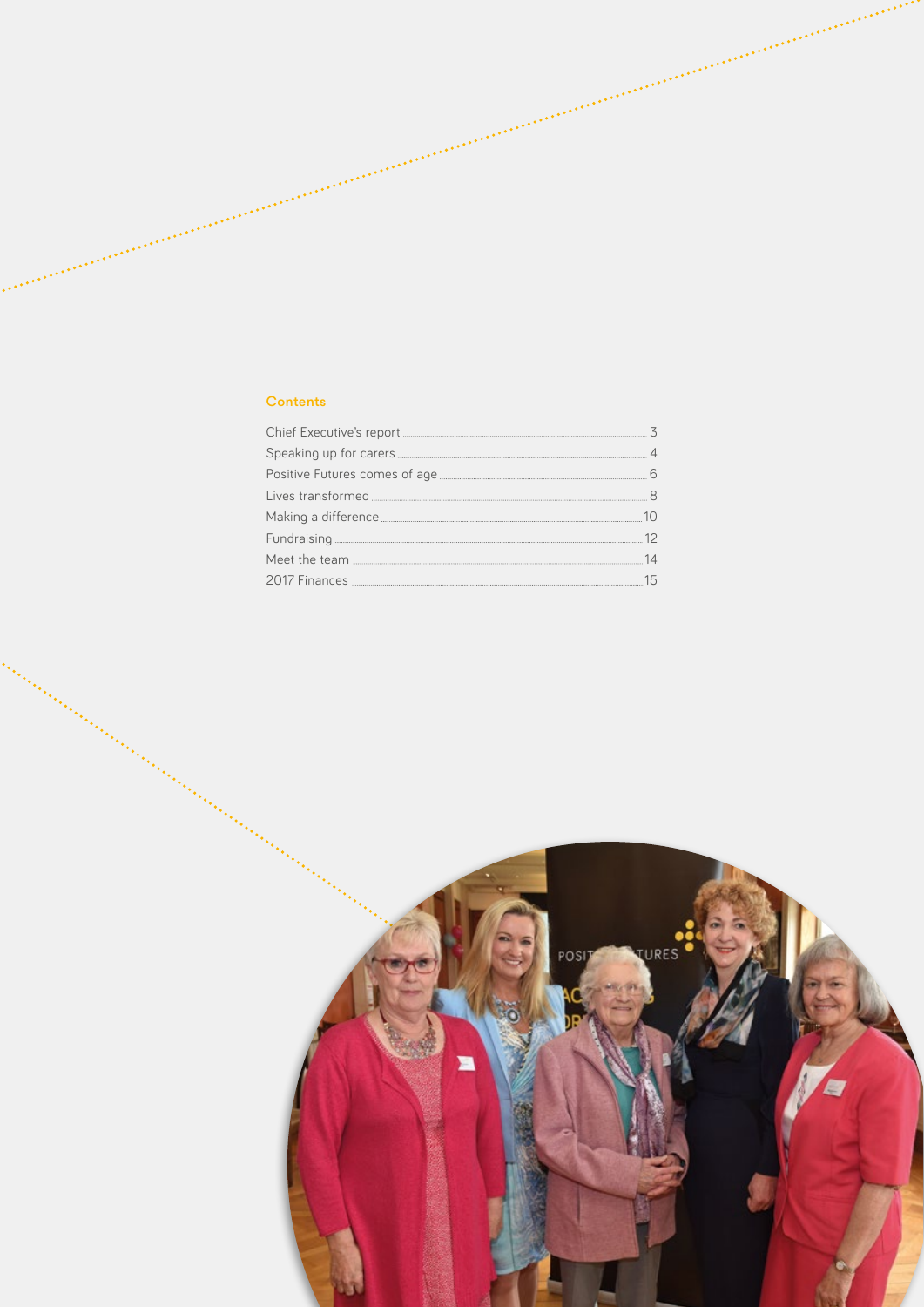## Contents

| | |
|---|---|
| Chief Executive's report | 3 |
| Speaking up for carers | 4 |
| Positive Futures comes of age | 6 |
| Lives transformed | 8 |
| Making a difference | 10 |
| Fundraising | 12 |
| Meet the team | 14 |
| 2017 Finances | 15 |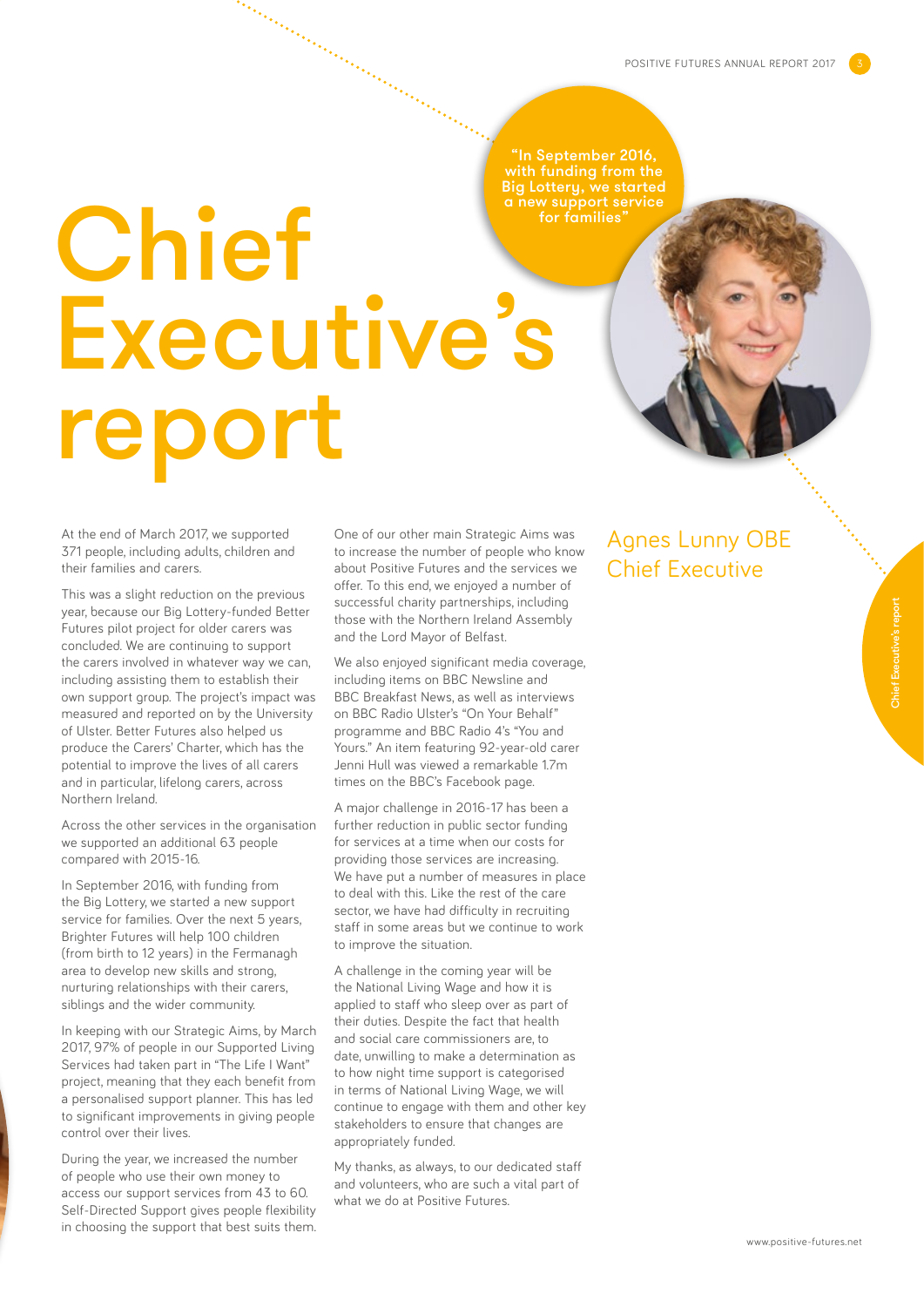# Chief Executive's report

> "In September 2016, with funding from the Big Lottery, we started a new support service for families"

## Agnes Lunny OBE
## Chief Executive

At the end of March 2017, we supported 371 people, including adults, children and their families and carers.

This was a slight reduction on the previous year, because our Big Lottery-funded Better Futures pilot project for older carers was concluded. We are continuing to support the carers involved in whatever way we can, including assisting them to establish their own support group. The project's impact was measured and reported on by the University of Ulster. Better Futures also helped us produce the Carers' Charter, which has the potential to improve the lives of all carers and in particular, lifelong carers, across Northern Ireland.

Across the other services in the organisation we supported an additional 63 people compared with 2015-16.

In September 2016, with funding from the Big Lottery, we started a new support service for families. Over the next 5 years, Brighter Futures will help 100 children (from birth to 12 years) in the Fermanagh area to develop new skills and strong, nurturing relationships with their carers, siblings and the wider community.

In keeping with our Strategic Aims, by March 2017, 97% of people in our Supported Living Services had taken part in "The Life I Want" project, meaning that they each benefit from a personalised support planner. This has led to significant improvements in giving people control over their lives.

During the year, we increased the number of people who use their own money to access our support services from 43 to 60. Self-Directed Support gives people flexibility in choosing the support that best suits them.

One of our other main Strategic Aims was to increase the number of people who know about Positive Futures and the services we offer. To this end, we enjoyed a number of successful charity partnerships, including those with the Northern Ireland Assembly and the Lord Mayor of Belfast.

We also enjoyed significant media coverage, including items on BBC Newsline and BBC Breakfast News, as well as interviews on BBC Radio Ulster's "On Your Behalf" programme and BBC Radio 4's "You and Yours." An item featuring 92-year-old carer Jenni Hull was viewed a remarkable 1.7m times on the BBC's Facebook page.

A major challenge in 2016-17 has been a further reduction in public sector funding for services at a time when our costs for providing those services are increasing. We have put a number of measures in place to deal with this. Like the rest of the care sector, we have had difficulty in recruiting staff in some areas but we continue to work to improve the situation.

A challenge in the coming year will be the National Living Wage and how it is applied to staff who sleep over as part of their duties. Despite the fact that health and social care commissioners are, to date, unwilling to make a determination as to how night time support is categorised in terms of National Living Wage, we will continue to engage with them and other key stakeholders to ensure that changes are appropriately funded.

My thanks, as always, to our dedicated staff and volunteers, who are such a vital part of what we do at Positive Futures.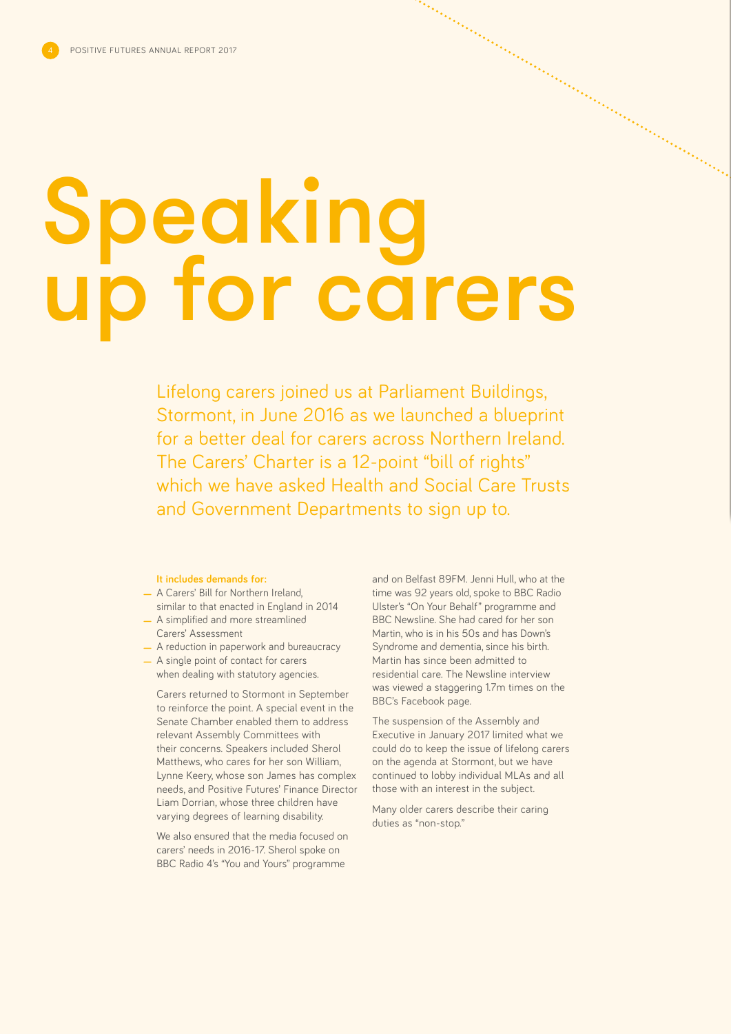# Speaking up for carers

Lifelong carers joined us at Parliament Buildings, Stormont, in June 2016 as we launched a blueprint for a better deal for carers across Northern Ireland. The Carers' Charter is a 12-point "bill of rights" which we have asked Health and Social Care Trusts and Government Departments to sign up to.

**It includes demands for:**

- A Carers' Bill for Northern Ireland, similar to that enacted in England in 2014
- A simplified and more streamlined Carers' Assessment
- A reduction in paperwork and bureaucracy
- A single point of contact for carers when dealing with statutory agencies.

Carers returned to Stormont in September to reinforce the point. A special event in the Senate Chamber enabled them to address relevant Assembly Committees with their concerns. Speakers included Sherol Matthews, who cares for her son William, Lynne Keery, whose son James has complex needs, and Positive Futures' Finance Director Liam Dorrian, whose three children have varying degrees of learning disability.

We also ensured that the media focused on carers' needs in 2016-17. Sherol spoke on BBC Radio 4's "You and Yours" programme and on Belfast 89FM. Jenni Hull, who at the time was 92 years old, spoke to BBC Radio Ulster's "On Your Behalf" programme and BBC Newsline. She had cared for her son Martin, who is in his 50s and has Down's Syndrome and dementia, since his birth. Martin has since been admitted to residential care. The Newsline interview was viewed a staggering 1.7m times on the BBC's Facebook page.

The suspension of the Assembly and Executive in January 2017 limited what we could do to keep the issue of lifelong carers on the agenda at Stormont, but we have continued to lobby individual MLAs and all those with an interest in the subject.

Many older carers describe their caring duties as "non-stop."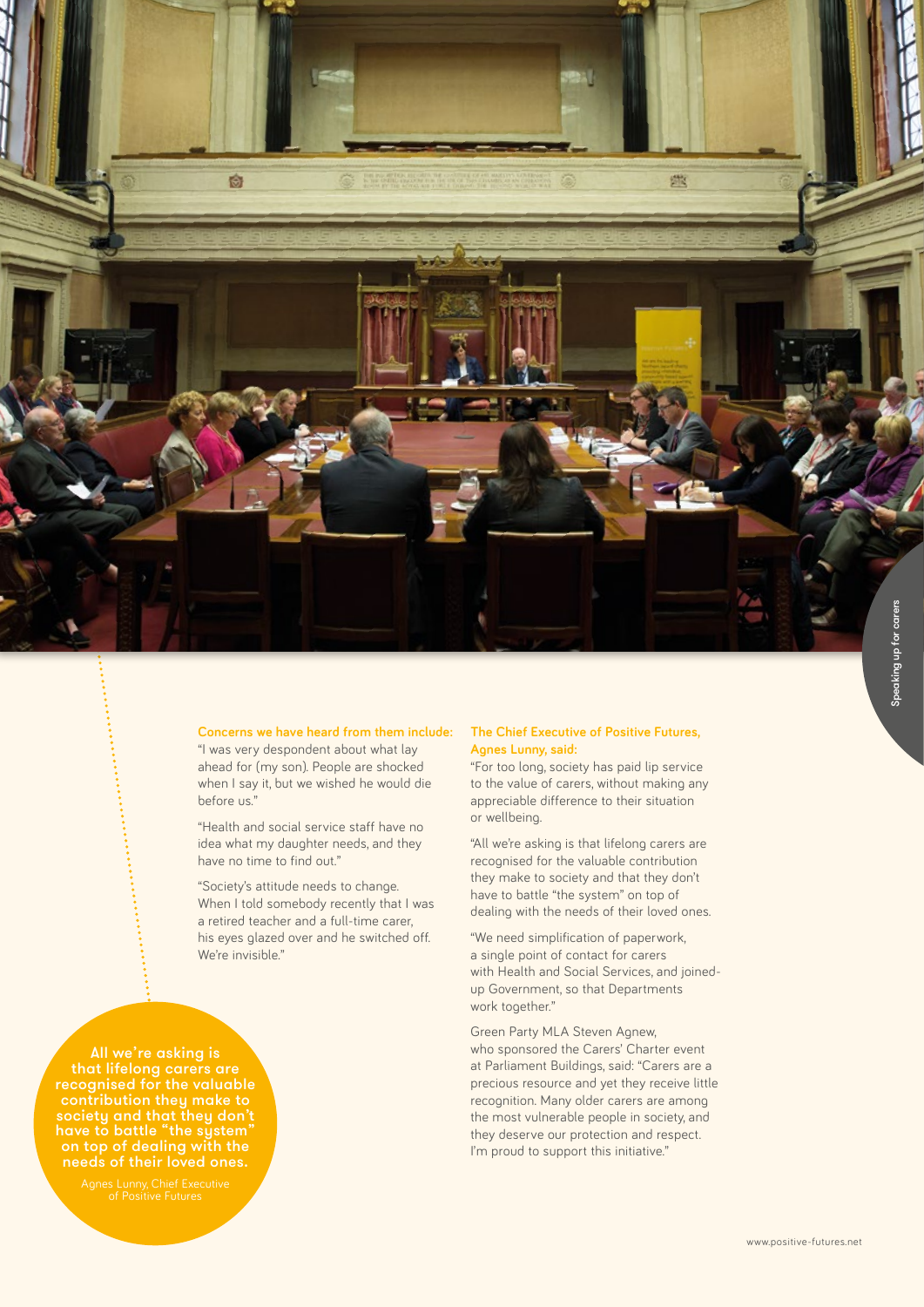**Concerns we have heard from them include:**

"I was very despondent about what lay ahead for (my son). People are shocked when I say it, but we wished he would die before us."

"Health and social service staff have no idea what my daughter needs, and they have no time to find out."

"Society's attitude needs to change. When I told somebody recently that I was a retired teacher and a full-time carer, his eyes glazed over and he switched off. We're invisible."

**The Chief Executive of Positive Futures, Agnes Lunny, said:**

"For too long, society has paid lip service to the value of carers, without making any appreciable difference to their situation or wellbeing.

"All we're asking is that lifelong carers are recognised for the valuable contribution they make to society and that they don't have to battle "the system" on top of dealing with the needs of their loved ones.

"We need simplification of paperwork, a single point of contact for carers with Health and Social Services, and joined-up Government, so that Departments work together."

Green Party MLA Steven Agnew, who sponsored the Carers' Charter event at Parliament Buildings, said: "Carers are a precious resource and yet they receive little recognition. Many older carers are among the most vulnerable people in society, and they deserve our protection and respect. I'm proud to support this initiative."

**All we're asking is that lifelong carers are recognised for the valuable contribution they make to society and that they don't have to battle "the system" on top of dealing with the needs of their loved ones.**

Agnes Lunny, Chief Executive of Positive Futures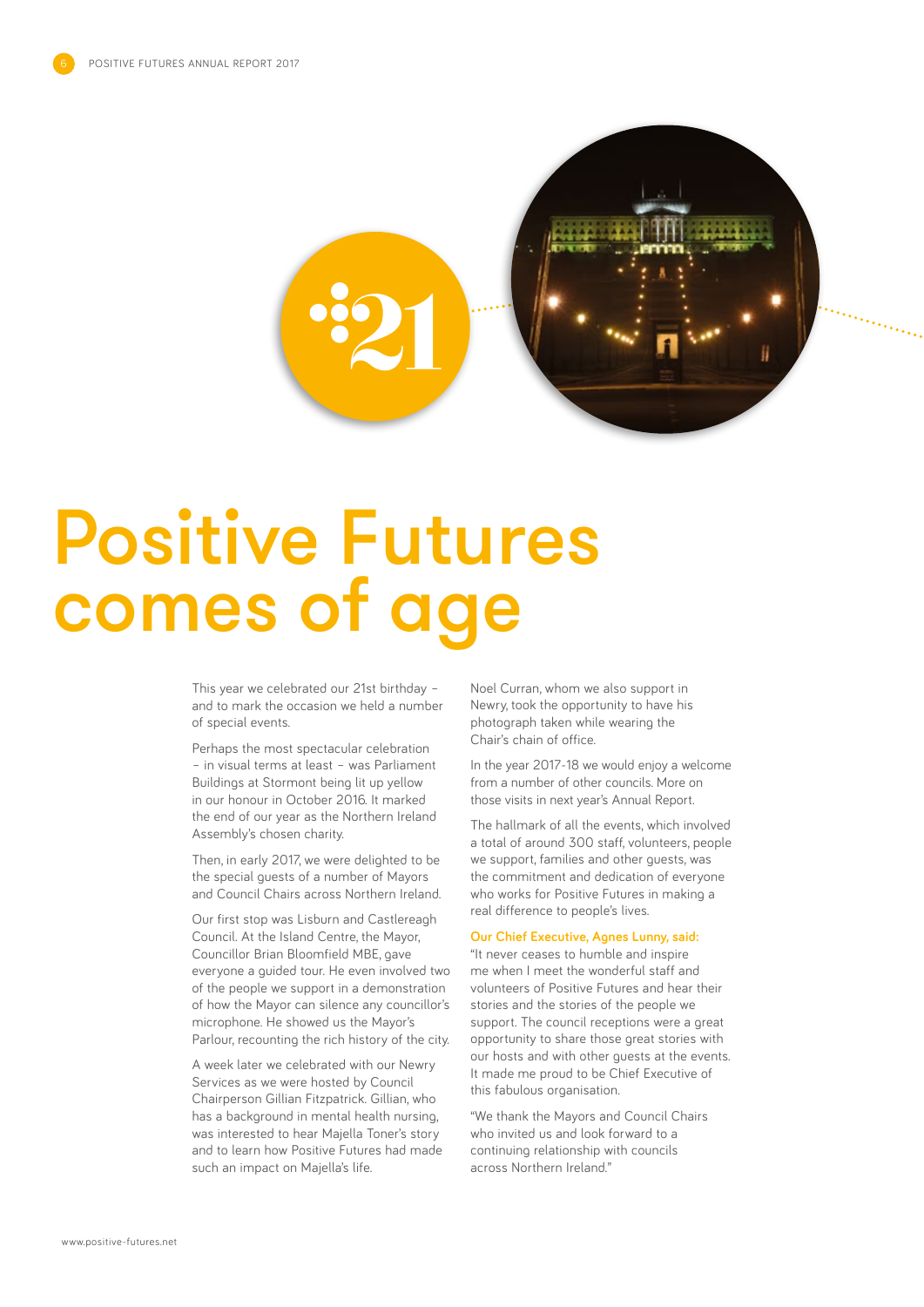# Positive Futures comes of age

This year we celebrated our 21st birthday – and to mark the occasion we held a number of special events.

Perhaps the most spectacular celebration – in visual terms at least – was Parliament Buildings at Stormont being lit up yellow in our honour in October 2016. It marked the end of our year as the Northern Ireland Assembly's chosen charity.

Then, in early 2017, we were delighted to be the special guests of a number of Mayors and Council Chairs across Northern Ireland.

Our first stop was Lisburn and Castlereagh Council. At the Island Centre, the Mayor, Councillor Brian Bloomfield MBE, gave everyone a guided tour. He even involved two of the people we support in a demonstration of how the Mayor can silence any councillor's microphone. He showed us the Mayor's Parlour, recounting the rich history of the city.

A week later we celebrated with our Newry Services as we were hosted by Council Chairperson Gillian Fitzpatrick. Gillian, who has a background in mental health nursing, was interested to hear Majella Toner's story and to learn how Positive Futures had made such an impact on Majella's life.

Noel Curran, whom we also support in Newry, took the opportunity to have his photograph taken while wearing the Chair's chain of office.

In the year 2017-18 we would enjoy a welcome from a number of other councils. More on those visits in next year's Annual Report.

The hallmark of all the events, which involved a total of around 300 staff, volunteers, people we support, families and other guests, was the commitment and dedication of everyone who works for Positive Futures in making a real difference to people's lives.

**Our Chief Executive, Agnes Lunny, said:**

"It never ceases to humble and inspire me when I meet the wonderful staff and volunteers of Positive Futures and hear their stories and the stories of the people we support. The council receptions were a great opportunity to share those great stories with our hosts and with other guests at the events. It made me proud to be Chief Executive of this fabulous organisation.

"We thank the Mayors and Council Chairs who invited us and look forward to a continuing relationship with councils across Northern Ireland."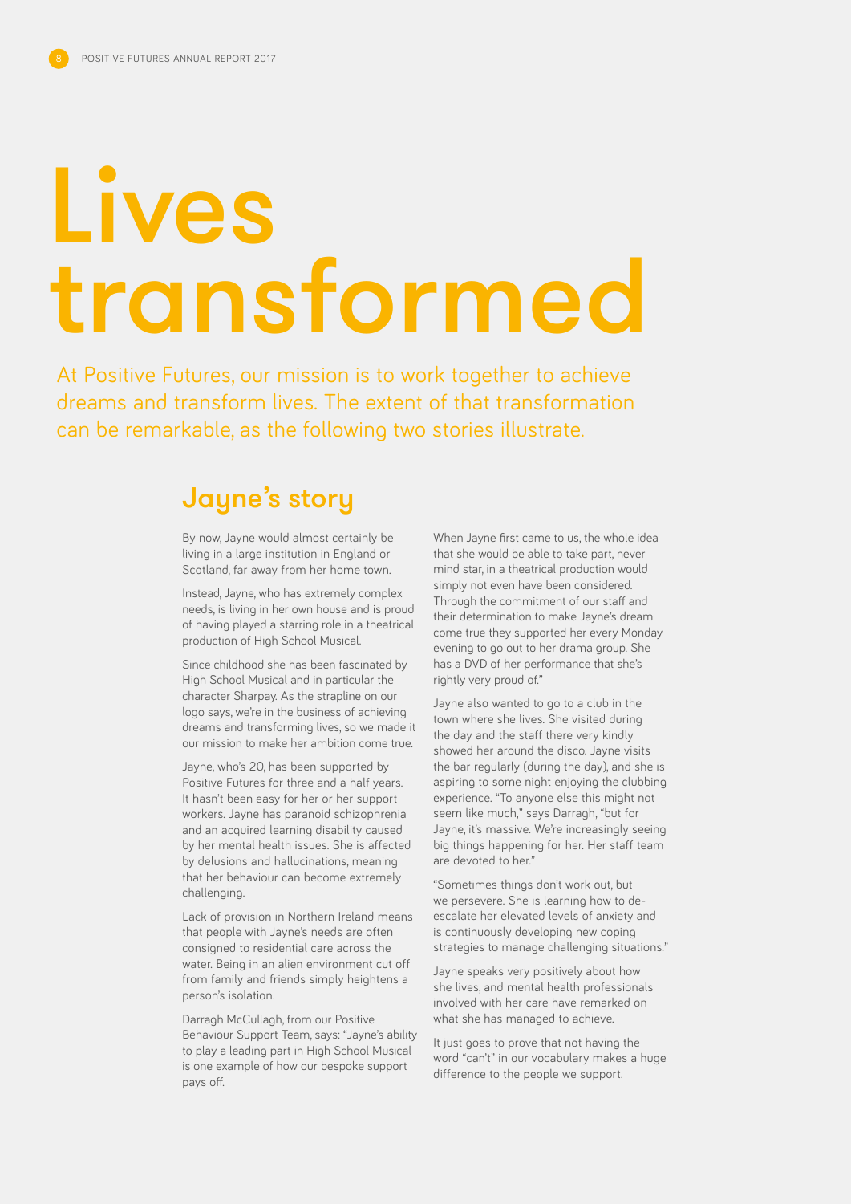# Lives transformed

At Positive Futures, our mission is to work together to achieve dreams and transform lives. The extent of that transformation can be remarkable, as the following two stories illustrate.

## Jayne's story

By now, Jayne would almost certainly be living in a large institution in England or Scotland, far away from her home town.

Instead, Jayne, who has extremely complex needs, is living in her own house and is proud of having played a starring role in a theatrical production of High School Musical.

Since childhood she has been fascinated by High School Musical and in particular the character Sharpay. As the strapline on our logo says, we're in the business of achieving dreams and transforming lives, so we made it our mission to make her ambition come true.

Jayne, who's 20, has been supported by Positive Futures for three and a half years. It hasn't been easy for her or her support workers. Jayne has paranoid schizophrenia and an acquired learning disability caused by her mental health issues. She is affected by delusions and hallucinations, meaning that her behaviour can become extremely challenging.

Lack of provision in Northern Ireland means that people with Jayne's needs are often consigned to residential care across the water. Being in an alien environment cut off from family and friends simply heightens a person's isolation.

Darragh McCullagh, from our Positive Behaviour Support Team, says: "Jayne's ability to play a leading part in High School Musical is one example of how our bespoke support pays off.

When Jayne first came to us, the whole idea that she would be able to take part, never mind star, in a theatrical production would simply not even have been considered. Through the commitment of our staff and their determination to make Jayne's dream come true they supported her every Monday evening to go out to her drama group. She has a DVD of her performance that she's rightly very proud of."

Jayne also wanted to go to a club in the town where she lives. She visited during the day and the staff there very kindly showed her around the disco. Jayne visits the bar regularly (during the day), and she is aspiring to some night enjoying the clubbing experience. "To anyone else this might not seem like much," says Darragh, "but for Jayne, it's massive. We're increasingly seeing big things happening for her. Her staff team are devoted to her."

"Sometimes things don't work out, but we persevere. She is learning how to de-escalate her elevated levels of anxiety and is continuously developing new coping strategies to manage challenging situations."

Jayne speaks very positively about how she lives, and mental health professionals involved with her care have remarked on what she has managed to achieve.

It just goes to prove that not having the word "can't" in our vocabulary makes a huge difference to the people we support.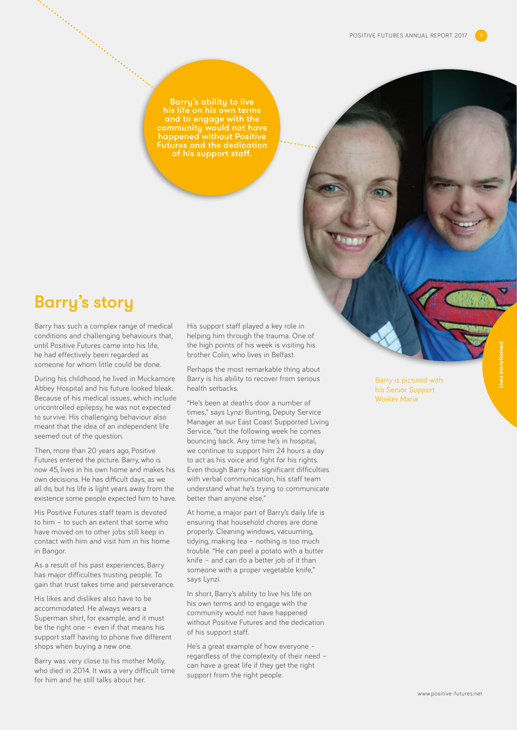> Barry's ability to live his life on his own terms and to engage with the community would not have happened without Positive Futures and the dedication of his support staff.

## Barry's story

Barry has such a complex range of medical conditions and challenging behaviours that, until Positive Futures came into his life, he had effectively been regarded as someone for whom little could be done.

During his childhood, he lived in Muckamore Abbey Hospital and his future looked bleak. Because of his medical issues, which include uncontrolled epilepsy, he was not expected to survive. His challenging behaviour also meant that the idea of an independent life seemed out of the question.

Then, more than 20 years ago, Positive Futures entered the picture. Barry, who is now 45, lives in his own home and makes his own decisions. He has difficult days, as we all do, but his life is light years away from the existence some people expected him to have.

His Positive Futures staff team is devoted to him – to such an extent that some who have moved on to other jobs still keep in contact with him and visit him in his home in Bangor.

As a result of his past experiences, Barry has major difficulties trusting people. To gain that trust takes time and perseverance.

His likes and dislikes also have to be accommodated. He always wears a Superman shirt, for example, and it must be the right one – even if that means his support staff having to phone five different shops when buying a new one.

Barry was very close to his mother Molly, who died in 2014. It was a very difficult time for him and he still talks about her.

His support staff played a key role in helping him through the trauma. One of the high points of his week is visiting his brother Colin, who lives in Belfast.

Perhaps the most remarkable thing about Barry is his ability to recover from serious health setbacks.

"He's been at death's door a number of times," says Lynzi Bunting, Deputy Service Manager at our East Coast Supported Living Service, "but the following week he comes bouncing back. Any time he's in hospital, we continue to support him 24 hours a day to act as his voice and fight for his rights. Even though Barry has significant difficulties with verbal communication, his staff team understand what he's trying to communicate better than anyone else."

At home, a major part of Barry's daily life is ensuring that household chores are done properly. Cleaning windows, vacuuming, tidying, making tea – nothing is too much trouble. "He can peel a potato with a butter knife – and can do a better job of it than someone with a proper vegetable knife," says Lynzi.

In short, Barry's ability to live his life on his own terms and to engage with the community would not have happened without Positive Futures and the dedication of his support staff.

He's a great example of how everyone – regardless of the complexity of their need – can have a great life if they get the right support from the right people.

Barry is pictured with his Senior Support Worker Maria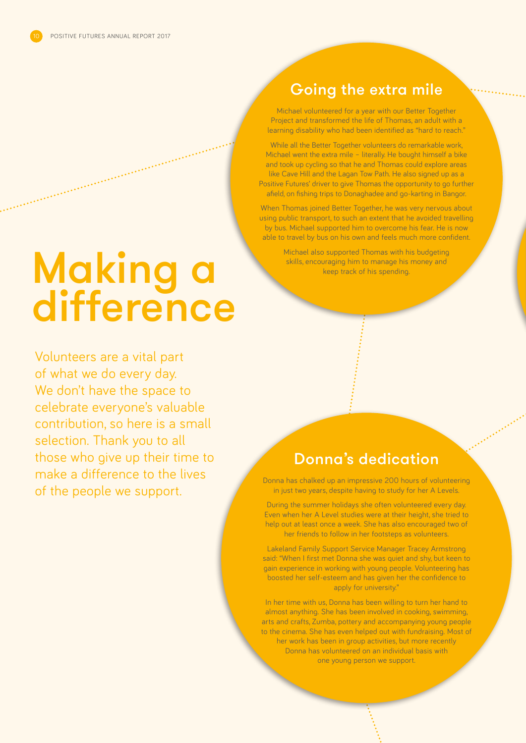# Making a difference

Volunteers are a vital part of what we do every day. We don't have the space to celebrate everyone's valuable contribution, so here is a small selection. Thank you to all those who give up their time to make a difference to the lives of the people we support.

## Going the extra mile

Michael volunteered for a year with our Better Together Project and transformed the life of Thomas, an adult with a learning disability who had been identified as "hard to reach."

While all the Better Together volunteers do remarkable work, Michael went the extra mile – literally. He bought himself a bike and took up cycling so that he and Thomas could explore areas like Cave Hill and the Lagan Tow Path. He also signed up as a Positive Futures' driver to give Thomas the opportunity to go further afield, on fishing trips to Donaghadee and go-karting in Bangor.

When Thomas joined Better Together, he was very nervous about using public transport, to such an extent that he avoided travelling by bus. Michael supported him to overcome his fear. He is now able to travel by bus on his own and feels much more confident.

Michael also supported Thomas with his budgeting skills, encouraging him to manage his money and keep track of his spending.

## Donna's dedication

Donna has chalked up an impressive 200 hours of volunteering in just two years, despite having to study for her A Levels.

During the summer holidays she often volunteered every day. Even when her A Level studies were at their height, she tried to help out at least once a week. She has also encouraged two of her friends to follow in her footsteps as volunteers.

Lakeland Family Support Service Manager Tracey Armstrong said: "When I first met Donna she was quiet and shy, but keen to gain experience in working with young people. Volunteering has boosted her self-esteem and has given her the confidence to apply for university."

In her time with us, Donna has been willing to turn her hand to almost anything. She has been involved in cooking, swimming, arts and crafts, Zumba, pottery and accompanying young people to the cinema. She has even helped out with fundraising. Most of her work has been in group activities, but more recently Donna has volunteered on an individual basis with one young person we support.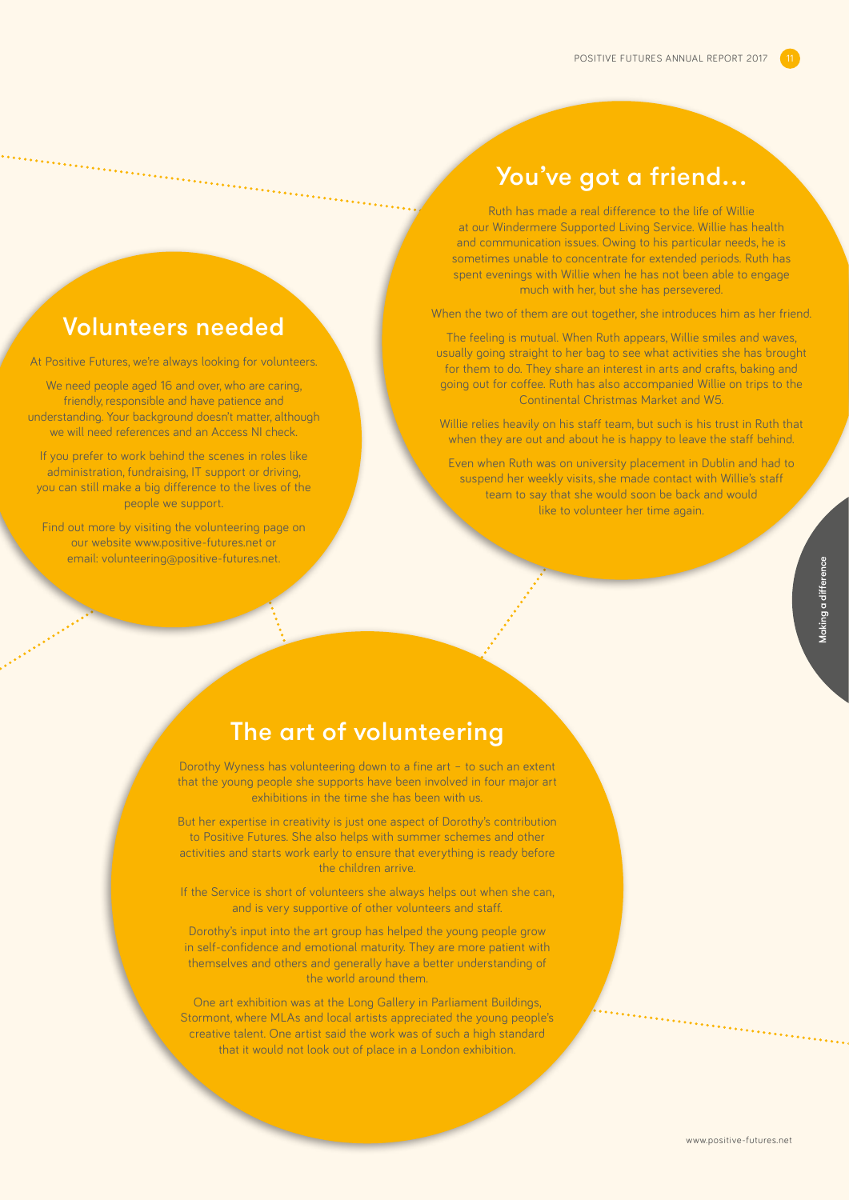## Volunteers needed

At Positive Futures, we're always looking for volunteers.

We need people aged 16 and over, who are caring, friendly, responsible and have patience and understanding. Your background doesn't matter, although we will need references and an Access NI check.

If you prefer to work behind the scenes in roles like administration, fundraising, IT support or driving, you can still make a big difference to the lives of the people we support.

Find out more by visiting the volunteering page on our website www.positive-futures.net or email: volunteering@positive-futures.net.

## You've got a friend...

Ruth has made a real difference to the life of Willie at our Windermere Supported Living Service. Willie has health and communication issues. Owing to his particular needs, he is sometimes unable to concentrate for extended periods. Ruth has spent evenings with Willie when he has not been able to engage much with her, but she has persevered.

When the two of them are out together, she introduces him as her friend.

The feeling is mutual. When Ruth appears, Willie smiles and waves, usually going straight to her bag to see what activities she has brought for them to do. They share an interest in arts and crafts, baking and going out for coffee. Ruth has also accompanied Willie on trips to the Continental Christmas Market and W5.

Willie relies heavily on his staff team, but such is his trust in Ruth that when they are out and about he is happy to leave the staff behind.

Even when Ruth was on university placement in Dublin and had to suspend her weekly visits, she made contact with Willie's staff team to say that she would soon be back and would like to volunteer her time again.

## The art of volunteering

Dorothy Wyness has volunteering down to a fine art – to such an extent that the young people she supports have been involved in four major art exhibitions in the time she has been with us.

But her expertise in creativity is just one aspect of Dorothy's contribution to Positive Futures. She also helps with summer schemes and other activities and starts work early to ensure that everything is ready before the children arrive.

If the Service is short of volunteers she always helps out when she can, and is very supportive of other volunteers and staff.

Dorothy's input into the art group has helped the young people grow in self-confidence and emotional maturity. They are more patient with themselves and others and generally have a better understanding of the world around them.

One art exhibition was at the Long Gallery in Parliament Buildings, Stormont, where MLAs and local artists appreciated the young people's creative talent. One artist said the work was of such a high standard that it would not look out of place in a London exhibition.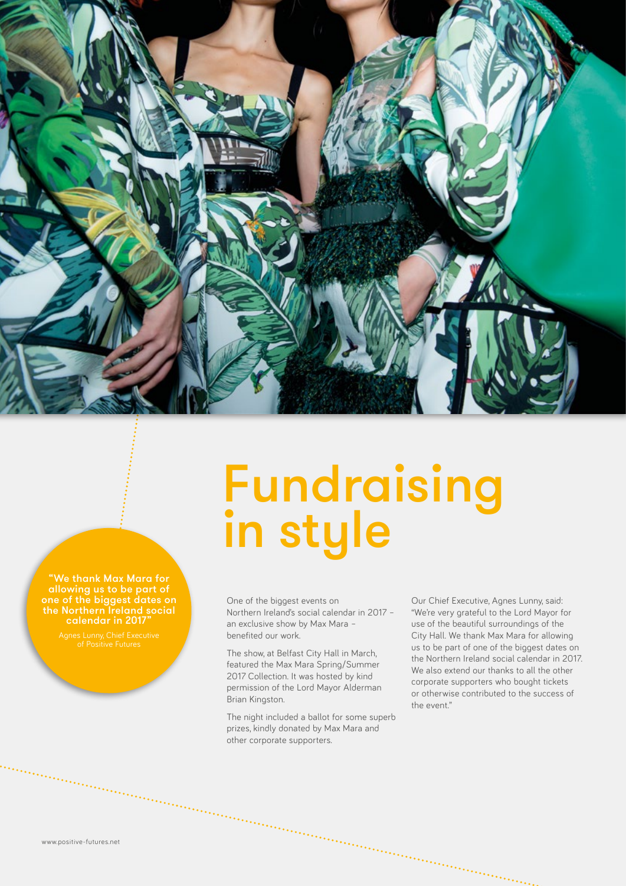# Fundraising in style

> **"We thank Max Mara for allowing us to be part of one of the biggest dates on the Northern Ireland social calendar in 2017"**
>
> Agnes Lunny, Chief Executive of Positive Futures

One of the biggest events on Northern Ireland's social calendar in 2017 – an exclusive show by Max Mara – benefited our work.

The show, at Belfast City Hall in March, featured the Max Mara Spring/Summer 2017 Collection. It was hosted by kind permission of the Lord Mayor Alderman Brian Kingston.

The night included a ballot for some superb prizes, kindly donated by Max Mara and other corporate supporters.

Our Chief Executive, Agnes Lunny, said: "We're very grateful to the Lord Mayor for use of the beautiful surroundings of the City Hall. We thank Max Mara for allowing us to be part of one of the biggest dates on the Northern Ireland social calendar in 2017. We also extend our thanks to all the other corporate supporters who bought tickets or otherwise contributed to the success of the event."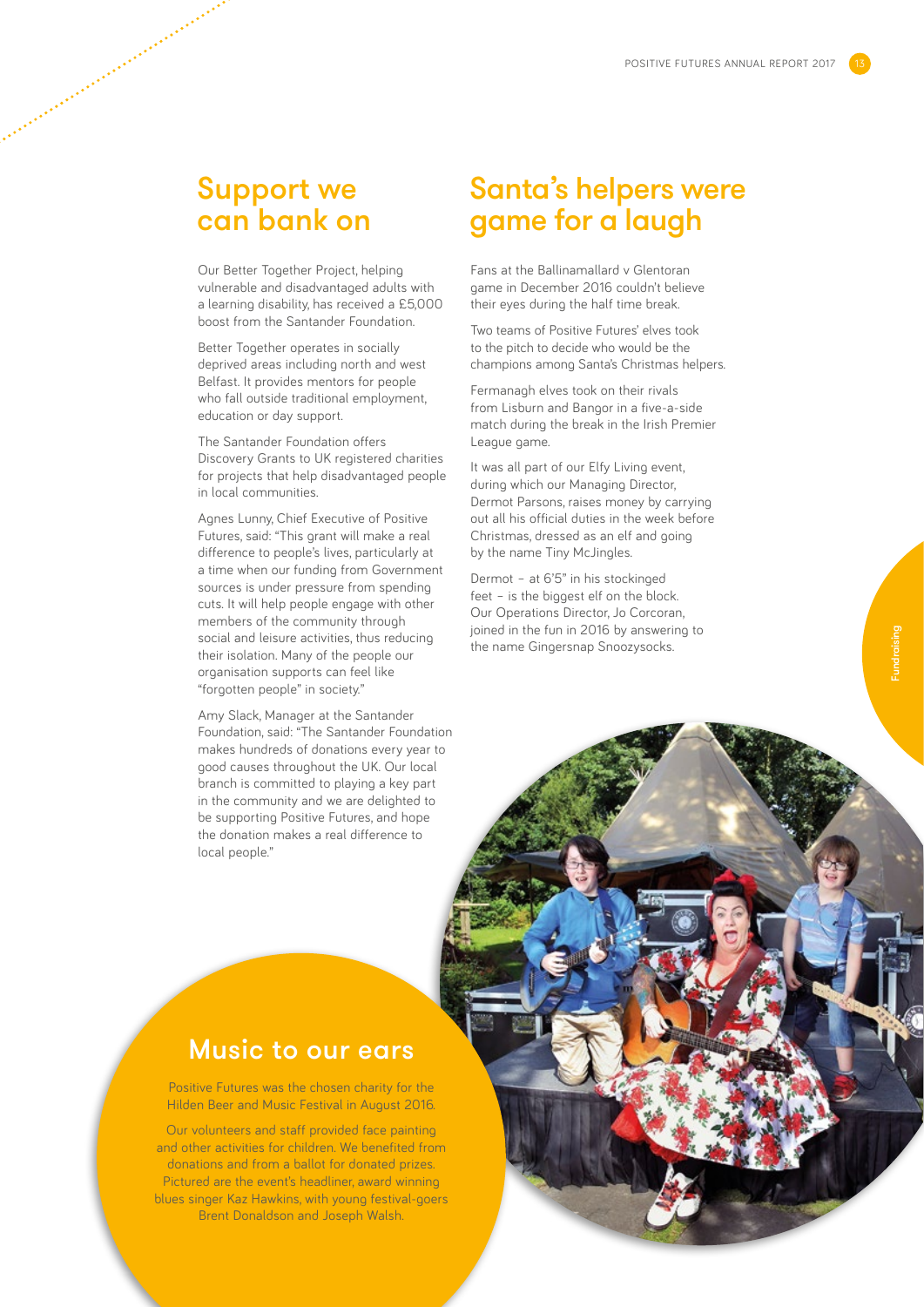## Support we can bank on

Our Better Together Project, helping vulnerable and disadvantaged adults with a learning disability, has received a £5,000 boost from the Santander Foundation.

Better Together operates in socially deprived areas including north and west Belfast. It provides mentors for people who fall outside traditional employment, education or day support.

The Santander Foundation offers Discovery Grants to UK registered charities for projects that help disadvantaged people in local communities.

Agnes Lunny, Chief Executive of Positive Futures, said: "This grant will make a real difference to people's lives, particularly at a time when our funding from Government sources is under pressure from spending cuts. It will help people engage with other members of the community through social and leisure activities, thus reducing their isolation. Many of the people our organisation supports can feel like "forgotten people" in society."

Amy Slack, Manager at the Santander Foundation, said: "The Santander Foundation makes hundreds of donations every year to good causes throughout the UK. Our local branch is committed to playing a key part in the community and we are delighted to be supporting Positive Futures, and hope the donation makes a real difference to local people."

## Santa's helpers were game for a laugh

Fans at the Ballinamallard v Glentoran game in December 2016 couldn't believe their eyes during the half time break.

Two teams of Positive Futures' elves took to the pitch to decide who would be the champions among Santa's Christmas helpers.

Fermanagh elves took on their rivals from Lisburn and Bangor in a five-a-side match during the break in the Irish Premier League game.

It was all part of our Elfy Living event, during which our Managing Director, Dermot Parsons, raises money by carrying out all his official duties in the week before Christmas, dressed as an elf and going by the name Tiny McJingles.

Dermot – at 6'5" in his stockinged feet – is the biggest elf on the block. Our Operations Director, Jo Corcoran, joined in the fun in 2016 by answering to the name Gingersnap Snoozysocks.

## Music to our ears

Positive Futures was the chosen charity for the Hilden Beer and Music Festival in August 2016.

Our volunteers and staff provided face painting and other activities for children. We benefited from donations and from a ballot for donated prizes. Pictured are the event's headliner, award winning blues singer Kaz Hawkins, with young festival-goers Brent Donaldson and Joseph Walsh.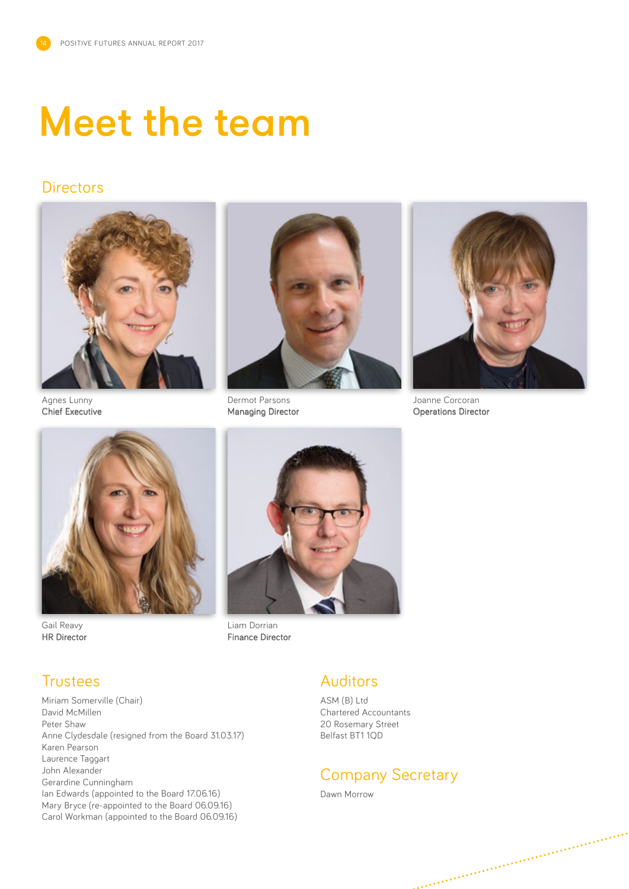# Meet the team

## Directors

Agnes Lunny
**Chief Executive**

Dermot Parsons
**Managing Director**

Joanne Corcoran
**Operations Director**

Gail Reavy
**HR Director**

Liam Dorrian
**Finance Director**

## Trustees

Miriam Somerville (Chair)
David McMillen
Peter Shaw
Anne Clydesdale (resigned from the Board 31.03.17)
Karen Pearson
Laurence Taggart
John Alexander
Gerardine Cunningham
Ian Edwards (appointed to the Board 17.06.16)
Mary Bryce (re-appointed to the Board 06.09.16)
Carol Workman (appointed to the Board 06.09.16)

## Auditors

ASM (B) Ltd
Chartered Accountants
20 Rosemary Street
Belfast BT1 1QD

## Company Secretary

Dawn Morrow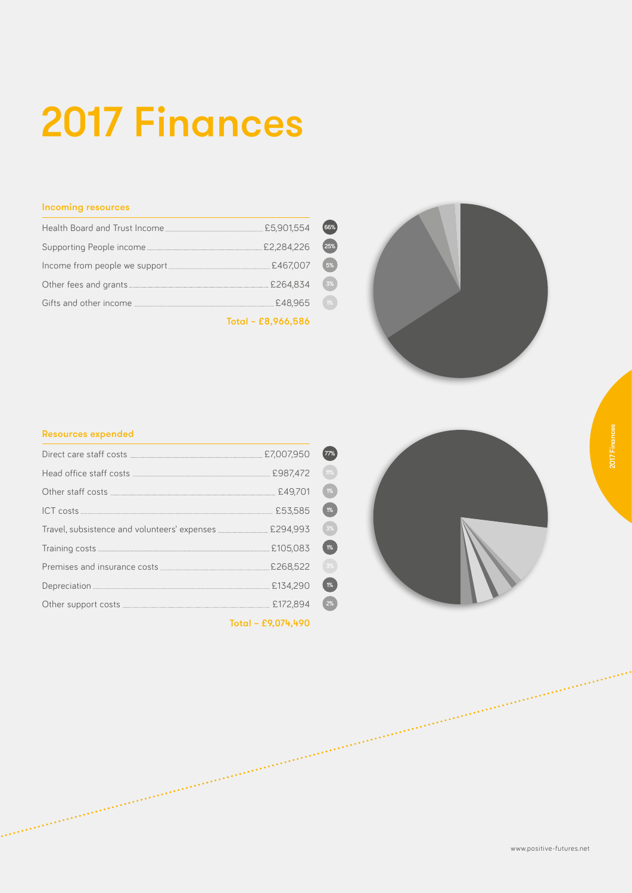# 2017 Finances

## Incoming resources

| Item | Amount | % |
|---|---|---|
| Health Board and Trust Income | £5,901,554 | 66% |
| Supporting People income | £2,284,226 | 25% |
| Income from people we support | £467,007 | 5% |
| Other fees and grants | £264,834 | 3% |
| Gifts and other income | £48,965 | 1% |

**Total – £8,966,586**

## Resources expended

| Item | Amount | % |
|---|---|---|
| Direct care staff costs | £7,007,950 | 77% |
| Head office staff costs | £987,472 | 11% |
| Other staff costs | £49,701 | 1% |
| ICT costs | £53,585 | 1% |
| Travel, subsistence and volunteers' expenses | £294,993 | 3% |
| Training costs | £105,083 | 1% |
| Premises and insurance costs | £268,522 | 3% |
| Depreciation | £134,290 | 1% |
| Other support costs | £172,894 | 2% |

**Total – £9,074,490**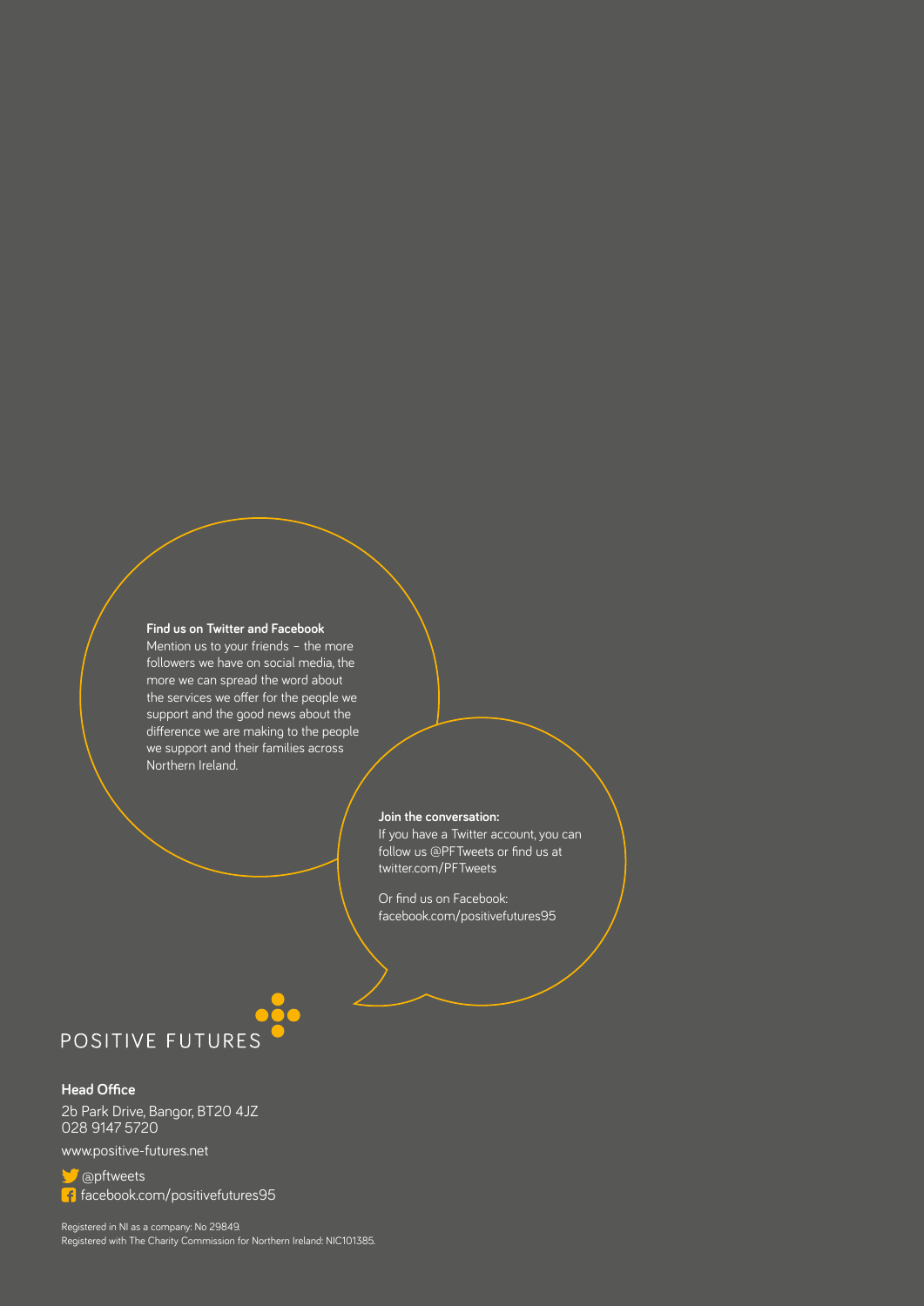**Find us on Twitter and Facebook**

Mention us to your friends – the more followers we have on social media, the more we can spread the word about the services we offer for the people we support and the good news about the difference we are making to the people we support and their families across Northern Ireland.

**Join the conversation:**

If you have a Twitter account, you can follow us @PFTweets or find us at twitter.com/PFTweets

Or find us on Facebook: facebook.com/positivefutures95

POSITIVE FUTURES

**Head Office**

2b Park Drive, Bangor, BT20 4JZ
028 9147 5720

www.positive-futures.net

@pftweets
facebook.com/positivefutures95

Registered in NI as a company: No 29849.
Registered with The Charity Commission for Northern Ireland: NIC101385.